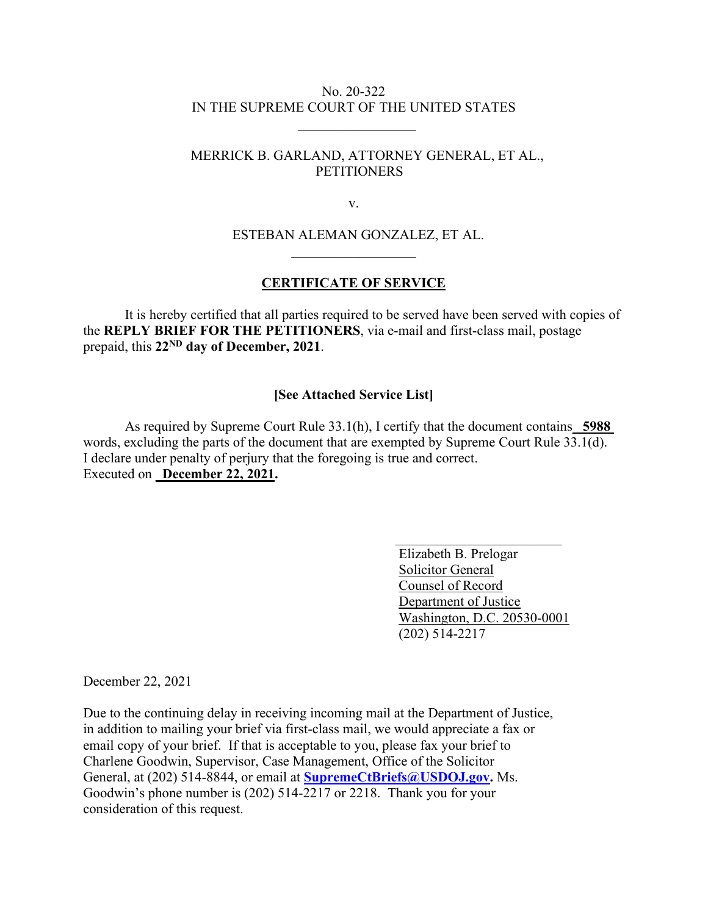No. 20-322
IN THE SUPREME COURT OF THE UNITED STATES

---

MERRICK B. GARLAND, ATTORNEY GENERAL, ET AL.,
PETITIONERS

v.

ESTEBAN ALEMAN GONZALEZ, ET AL.

---

## CERTIFICATE OF SERVICE

It is hereby certified that all parties required to be served have been served with copies of the **REPLY BRIEF FOR THE PETITIONERS**, via e-mail and first-class mail, postage prepaid, this **22ND day of December, 2021**.

**[See Attached Service List]**

As required by Supreme Court Rule 33.1(h), I certify that the document contains **5988** words, excluding the parts of the document that are exempted by Supreme Court Rule 33.1(d). I declare under penalty of perjury that the foregoing is true and correct.
Executed on **December 22, 2021.**

Elizabeth B. Prelogar
Solicitor General
Counsel of Record
Department of Justice
Washington, D.C. 20530-0001
(202) 514-2217

December 22, 2021

Due to the continuing delay in receiving incoming mail at the Department of Justice, in addition to mailing your brief via first-class mail, we would appreciate a fax or email copy of your brief. If that is acceptable to you, please fax your brief to Charlene Goodwin, Supervisor, Case Management, Office of the Solicitor General, at (202) 514-8844, or email at **SupremeCtBriefs@USDOJ.gov.** Ms. Goodwin's phone number is (202) 514-2217 or 2218. Thank you for your consideration of this request.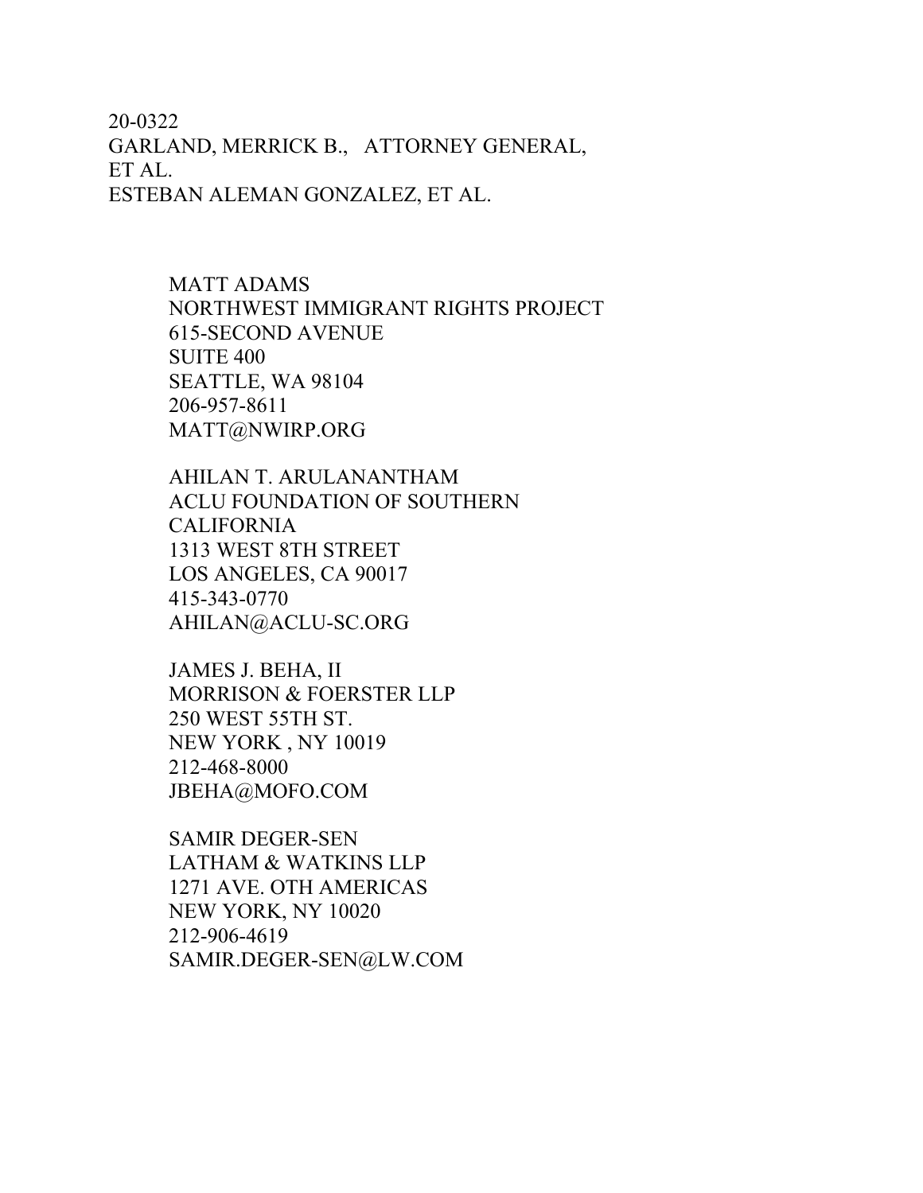20-0322
GARLAND, MERRICK B., ATTORNEY GENERAL,
ET AL.
ESTEBAN ALEMAN GONZALEZ, ET AL.

MATT ADAMS
NORTHWEST IMMIGRANT RIGHTS PROJECT
615-SECOND AVENUE
SUITE 400
SEATTLE, WA 98104
206-957-8611
MATT@NWIRP.ORG

AHILAN T. ARULANANTHAM
ACLU FOUNDATION OF SOUTHERN
CALIFORNIA
1313 WEST 8TH STREET
LOS ANGELES, CA 90017
415-343-0770
AHILAN@ACLU-SC.ORG

JAMES J. BEHA, II
MORRISON & FOERSTER LLP
250 WEST 55TH ST.
NEW YORK , NY 10019
212-468-8000
JBEHA@MOFO.COM

SAMIR DEGER-SEN
LATHAM & WATKINS LLP
1271 AVE. OTH AMERICAS
NEW YORK, NY 10020
212-906-4619
SAMIR.DEGER-SEN@LW.COM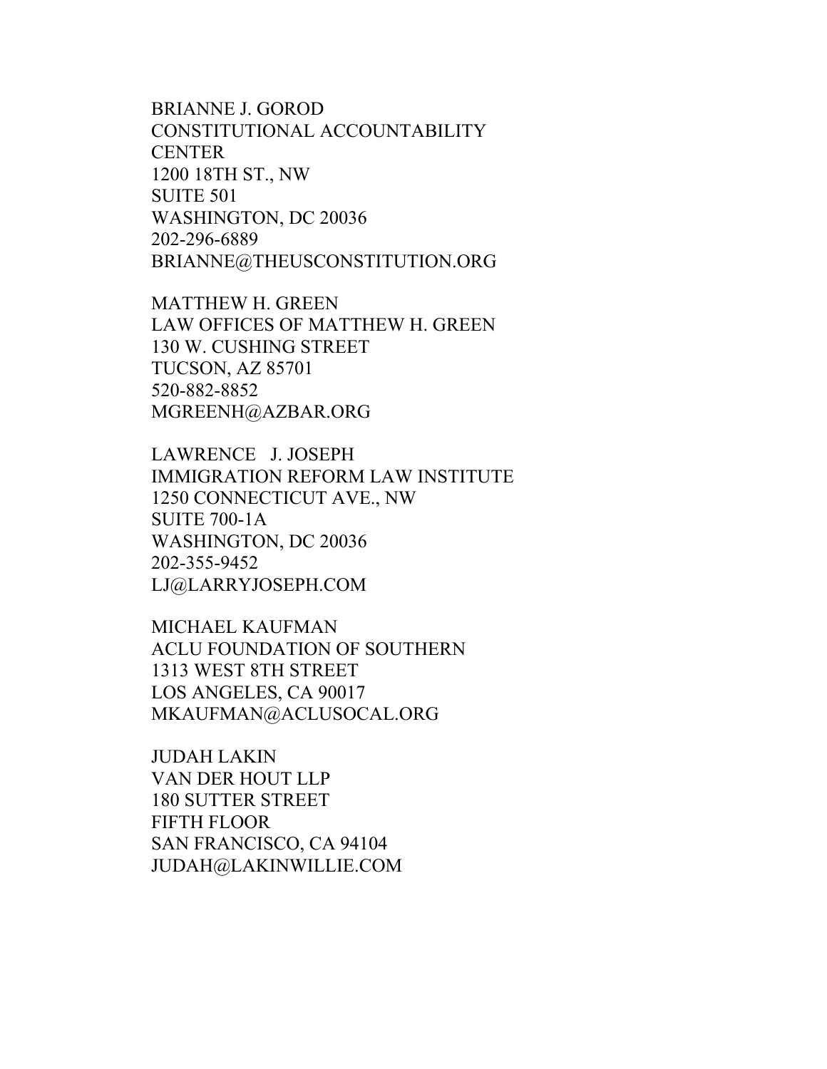BRIANNE J. GOROD
CONSTITUTIONAL ACCOUNTABILITY
CENTER
1200 18TH ST., NW
SUITE 501
WASHINGTON, DC 20036
202-296-6889
BRIANNE@THEUSCONSTITUTION.ORG

MATTHEW H. GREEN
LAW OFFICES OF MATTHEW H. GREEN
130 W. CUSHING STREET
TUCSON, AZ 85701
520-882-8852
MGREENH@AZBAR.ORG

LAWRENCE J. JOSEPH
IMMIGRATION REFORM LAW INSTITUTE
1250 CONNECTICUT AVE., NW
SUITE 700-1A
WASHINGTON, DC 20036
202-355-9452
LJ@LARRYJOSEPH.COM

MICHAEL KAUFMAN
ACLU FOUNDATION OF SOUTHERN
1313 WEST 8TH STREET
LOS ANGELES, CA 90017
MKAUFMAN@ACLUSOCAL.ORG

JUDAH LAKIN
VAN DER HOUT LLP
180 SUTTER STREET
FIFTH FLOOR
SAN FRANCISCO, CA 94104
JUDAH@LAKINWILLIE.COM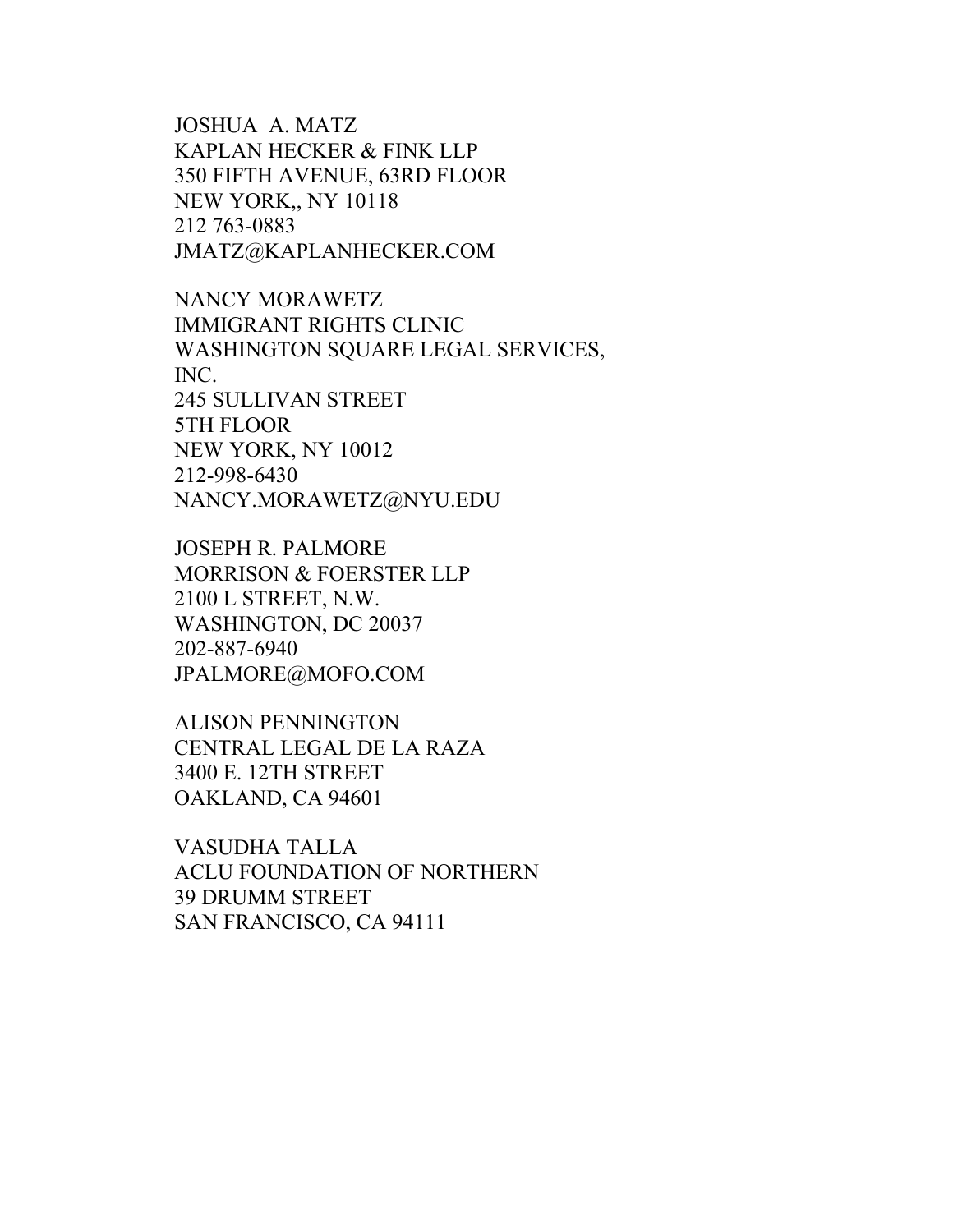JOSHUA  A. MATZ
KAPLAN HECKER & FINK LLP
350 FIFTH AVENUE, 63RD FLOOR
NEW YORK,, NY 10118
212 763-0883
JMATZ@KAPLANHECKER.COM

NANCY MORAWETZ
IMMIGRANT RIGHTS CLINIC
WASHINGTON SQUARE LEGAL SERVICES, INC.
245 SULLIVAN STREET
5TH FLOOR
NEW YORK, NY 10012
212-998-6430
NANCY.MORAWETZ@NYU.EDU

JOSEPH R. PALMORE
MORRISON & FOERSTER LLP
2100 L STREET, N.W.
WASHINGTON, DC 20037
202-887-6940
JPALMORE@MOFO.COM

ALISON PENNINGTON
CENTRAL LEGAL DE LA RAZA
3400 E. 12TH STREET
OAKLAND, CA 94601

VASUDHA TALLA
ACLU FOUNDATION OF NORTHERN
39 DRUMM STREET
SAN FRANCISCO, CA 94111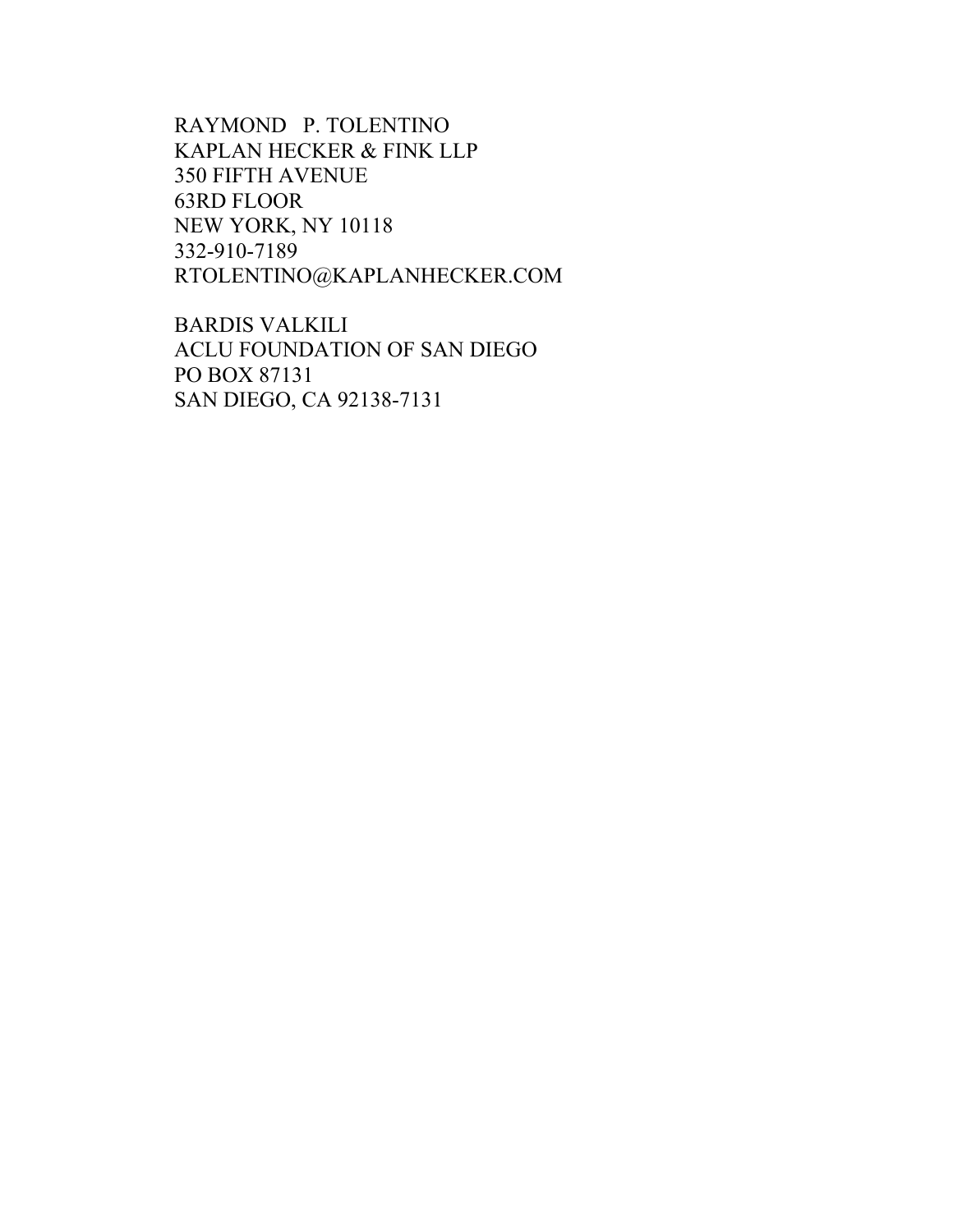RAYMOND P. TOLENTINO
KAPLAN HECKER & FINK LLP
350 FIFTH AVENUE
63RD FLOOR
NEW YORK, NY 10118
332-910-7189
RTOLENTINO@KAPLANHECKER.COM

BARDIS VALKILI
ACLU FOUNDATION OF SAN DIEGO
PO BOX 87131
SAN DIEGO, CA 92138-7131